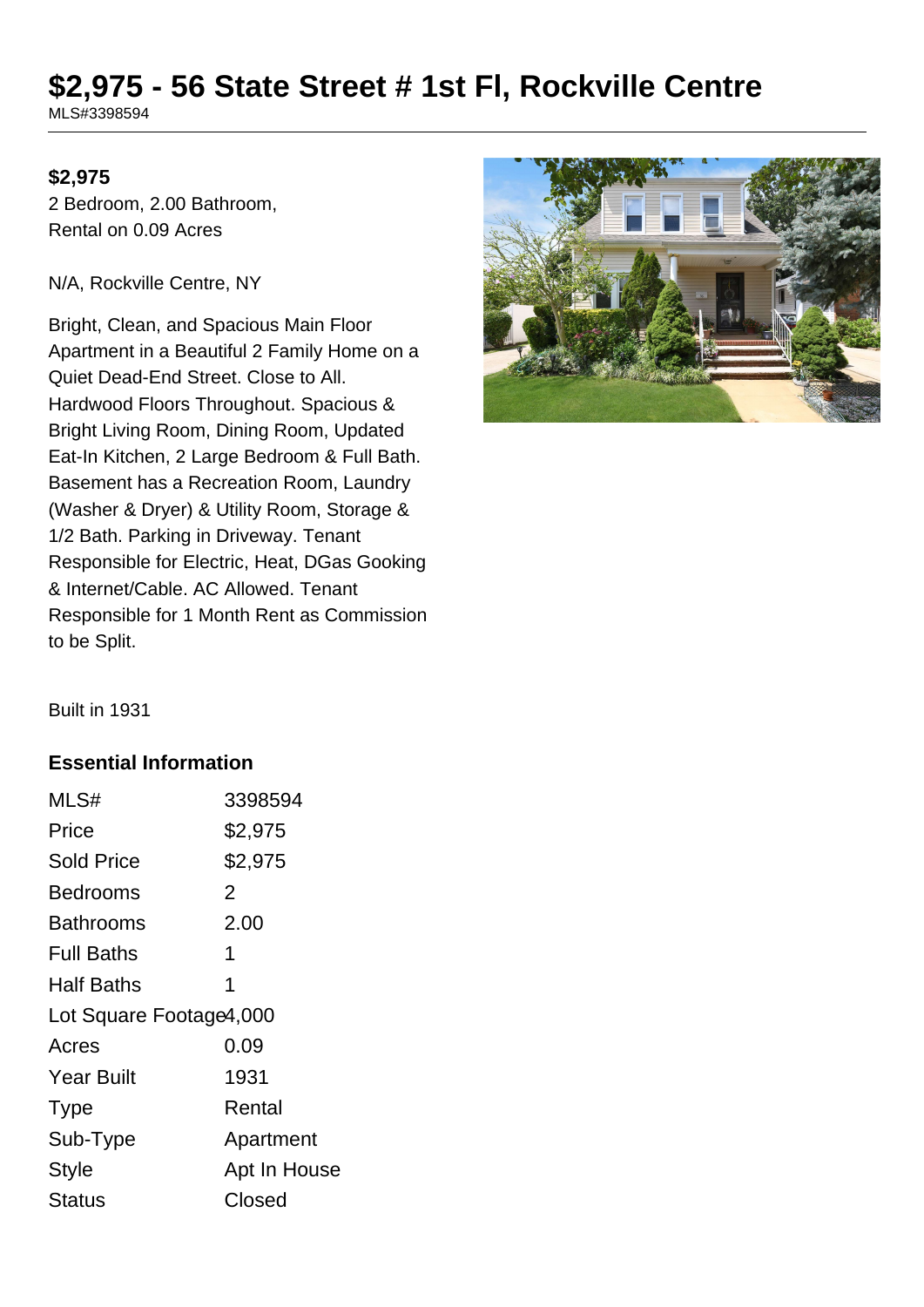# $2,975 - 56 State Street # 1st Fl, Rockville Centre

MLS#3398594

**$2,975**

2 Bedroom, 2.00 Bathroom,
Rental on 0.09 Acres

N/A, Rockville Centre, NY

Bright, Clean, and Spacious Main Floor Apartment in a Beautiful 2 Family Home on a Quiet Dead-End Street. Close to All. Hardwood Floors Throughout. Spacious & Bright Living Room, Dining Room, Updated Eat-In Kitchen, 2 Large Bedroom & Full Bath. Basement has a Recreation Room, Laundry (Washer & Dryer) & Utility Room, Storage & 1/2 Bath. Parking in Driveway. Tenant Responsible for Electric, Heat, DGas Gooking & Internet/Cable. AC Allowed. Tenant Responsible for 1 Month Rent as Commission to be Split.

Built in 1931

## Essential Information

| | |
|---|---|
| MLS# | 3398594 |
| Price | $2,975 |
| Sold Price | $2,975 |
| Bedrooms | 2 |
| Bathrooms | 2.00 |
| Full Baths | 1 |
| Half Baths | 1 |
| Lot Square Footage | 4,000 |
| Acres | 0.09 |
| Year Built | 1931 |
| Type | Rental |
| Sub-Type | Apartment |
| Style | Apt In House |
| Status | Closed |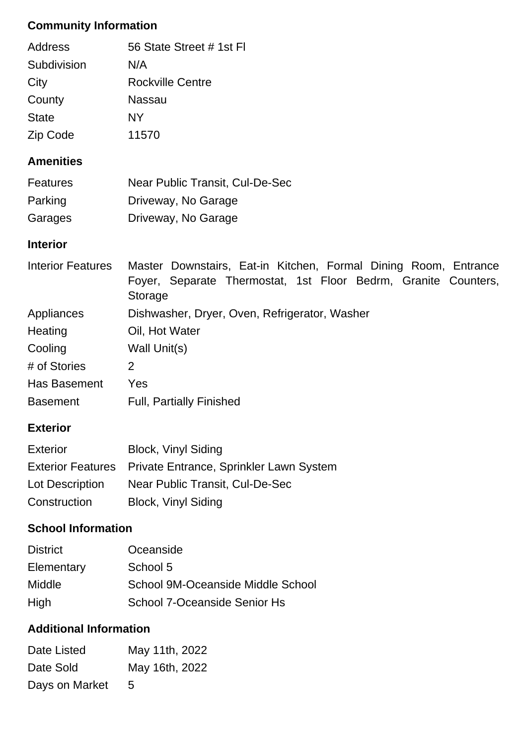## Community Information

| | |
|---|---|
| Address | 56 State Street # 1st Fl |
| Subdivision | N/A |
| City | Rockville Centre |
| County | Nassau |
| State | NY |
| Zip Code | 11570 |

## Amenities

| | |
|---|---|
| Features | Near Public Transit, Cul-De-Sec |
| Parking | Driveway, No Garage |
| Garages | Driveway, No Garage |

## Interior

| | |
|---|---|
| Interior Features | Master Downstairs, Eat-in Kitchen, Formal Dining Room, Entrance Foyer, Separate Thermostat, 1st Floor Bedrm, Granite Counters, Storage |
| Appliances | Dishwasher, Dryer, Oven, Refrigerator, Washer |
| Heating | Oil, Hot Water |
| Cooling | Wall Unit(s) |
| # of Stories | 2 |
| Has Basement | Yes |
| Basement | Full, Partially Finished |

## Exterior

| | |
|---|---|
| Exterior | Block, Vinyl Siding |
| Exterior Features | Private Entrance, Sprinkler Lawn System |
| Lot Description | Near Public Transit, Cul-De-Sec |
| Construction | Block, Vinyl Siding |

## School Information

| | |
|---|---|
| District | Oceanside |
| Elementary | School 5 |
| Middle | School 9M-Oceanside Middle School |
| High | School 7-Oceanside Senior Hs |

## Additional Information

| | |
|---|---|
| Date Listed | May 11th, 2022 |
| Date Sold | May 16th, 2022 |
| Days on Market | 5 |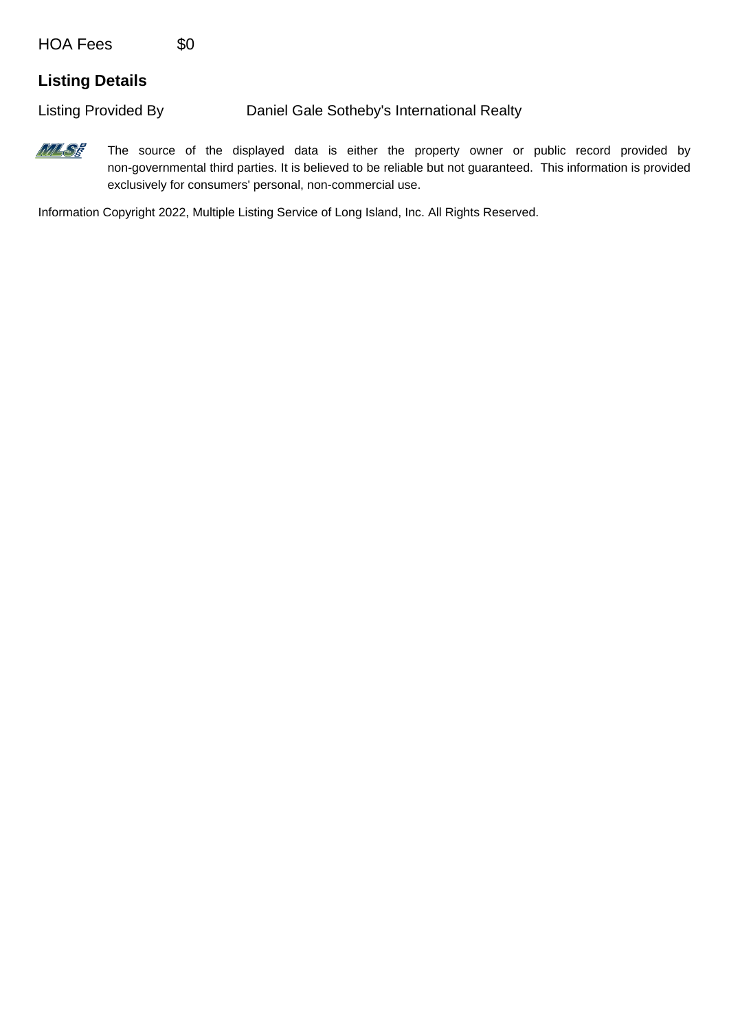| | |
|---|---|
| HOA Fees | $0 |

## Listing Details

| | |
|---|---|
| Listing Provided By | Daniel Gale Sotheby's International Realty |

The source of the displayed data is either the property owner or public record provided by non-governmental third parties. It is believed to be reliable but not guaranteed. This information is provided exclusively for consumers' personal, non-commercial use.

Information Copyright 2022, Multiple Listing Service of Long Island, Inc. All Rights Reserved.